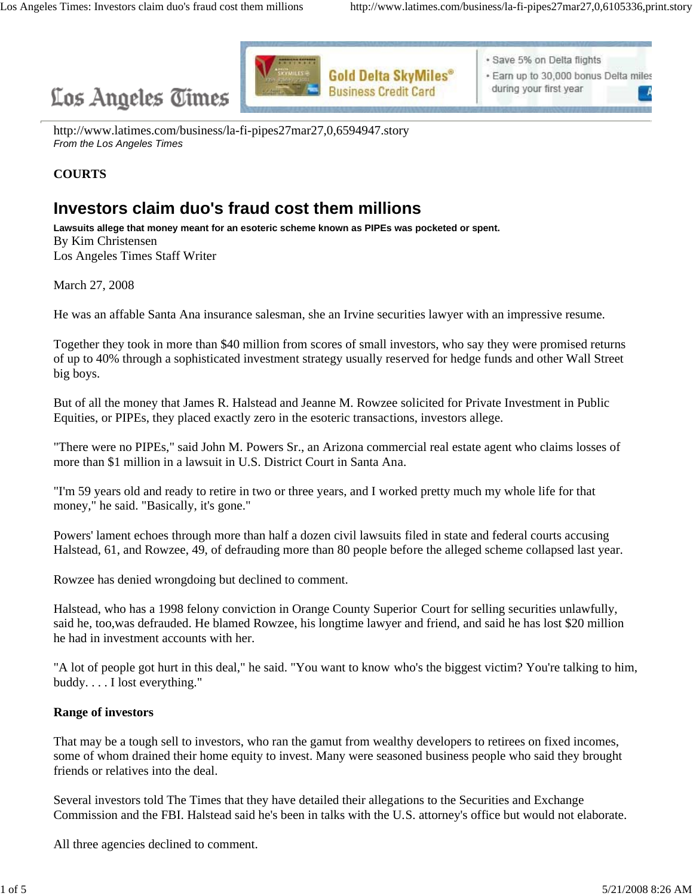http://www.latimes.com/business/la-fi-pipes27mar27,0,6594947.story

*From the Los Angeles Times*

**COURTS**

# Investors claim duo's fraud cost them millions

**Lawsuits allege that money meant for an esoteric scheme known as PIPEs was pocketed or spent.**

By Kim Christensen
Los Angeles Times Staff Writer

March 27, 2008

He was an affable Santa Ana insurance salesman, she an Irvine securities lawyer with an impressive resume.

Together they took in more than $40 million from scores of small investors, who say they were promised returns of up to 40% through a sophisticated investment strategy usually reserved for hedge funds and other Wall Street big boys.

But of all the money that James R. Halstead and Jeanne M. Rowzee solicited for Private Investment in Public Equities, or PIPEs, they placed exactly zero in the esoteric transactions, investors allege.

"There were no PIPEs," said John M. Powers Sr., an Arizona commercial real estate agent who claims losses of more than $1 million in a lawsuit in U.S. District Court in Santa Ana.

"I'm 59 years old and ready to retire in two or three years, and I worked pretty much my whole life for that money," he said. "Basically, it's gone."

Powers' lament echoes through more than half a dozen civil lawsuits filed in state and federal courts accusing Halstead, 61, and Rowzee, 49, of defrauding more than 80 people before the alleged scheme collapsed last year.

Rowzee has denied wrongdoing but declined to comment.

Halstead, who has a 1998 felony conviction in Orange County Superior Court for selling securities unlawfully, said he, too,was defrauded. He blamed Rowzee, his longtime lawyer and friend, and said he has lost $20 million he had in investment accounts with her.

"A lot of people got hurt in this deal," he said. "You want to know who's the biggest victim? You're talking to him, buddy. . . . I lost everything."

**Range of investors**

That may be a tough sell to investors, who ran the gamut from wealthy developers to retirees on fixed incomes, some of whom drained their home equity to invest. Many were seasoned business people who said they brought friends or relatives into the deal.

Several investors told The Times that they have detailed their allegations to the Securities and Exchange Commission and the FBI. Halstead said he's been in talks with the U.S. attorney's office but would not elaborate.

All three agencies declined to comment.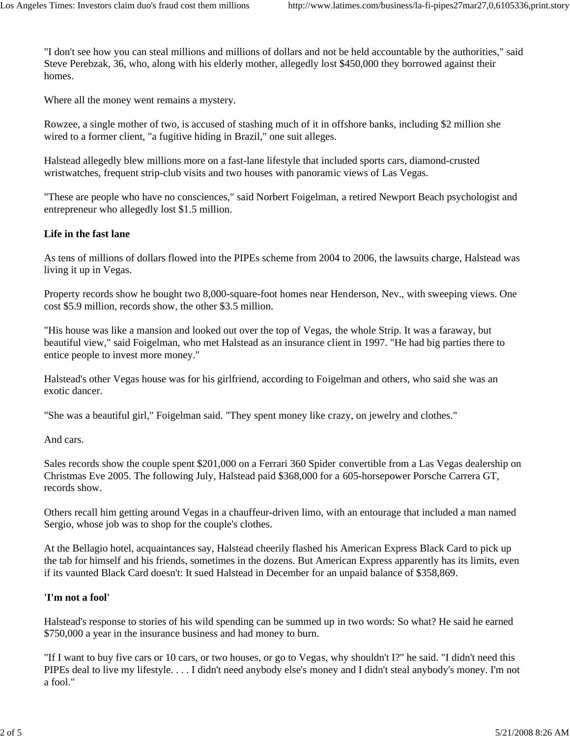"I don't see how you can steal millions and millions of dollars and not be held accountable by the authorities," said Steve Perebzak, 36, who, along with his elderly mother, allegedly lost $450,000 they borrowed against their homes.

Where all the money went remains a mystery.

Rowzee, a single mother of two, is accused of stashing much of it in offshore banks, including $2 million she wired to a former client, "a fugitive hiding in Brazil," one suit alleges.

Halstead allegedly blew millions more on a fast-lane lifestyle that included sports cars, diamond-crusted wristwatches, frequent strip-club visits and two houses with panoramic views of Las Vegas.

"These are people who have no consciences," said Norbert Foigelman, a retired Newport Beach psychologist and entrepreneur who allegedly lost $1.5 million.

**Life in the fast lane**

As tens of millions of dollars flowed into the PIPEs scheme from 2004 to 2006, the lawsuits charge, Halstead was living it up in Vegas.

Property records show he bought two 8,000-square-foot homes near Henderson, Nev., with sweeping views. One cost $5.9 million, records show, the other $3.5 million.

"His house was like a mansion and looked out over the top of Vegas, the whole Strip. It was a faraway, but beautiful view," said Foigelman, who met Halstead as an insurance client in 1997. "He had big parties there to entice people to invest more money."

Halstead's other Vegas house was for his girlfriend, according to Foigelman and others, who said she was an exotic dancer.

"She was a beautiful girl," Foigelman said. "They spent money like crazy, on jewelry and clothes."

And cars.

Sales records show the couple spent $201,000 on a Ferrari 360 Spider convertible from a Las Vegas dealership on Christmas Eve 2005. The following July, Halstead paid $368,000 for a 605-horsepower Porsche Carrera GT, records show.

Others recall him getting around Vegas in a chauffeur-driven limo, with an entourage that included a man named Sergio, whose job was to shop for the couple's clothes.

At the Bellagio hotel, acquaintances say, Halstead cheerily flashed his American Express Black Card to pick up the tab for himself and his friends, sometimes in the dozens. But American Express apparently has its limits, even if its vaunted Black Card doesn't: It sued Halstead in December for an unpaid balance of $358,869.

**'I'm not a fool'**

Halstead's response to stories of his wild spending can be summed up in two words: So what? He said he earned $750,000 a year in the insurance business and had money to burn.

"If I want to buy five cars or 10 cars, or two houses, or go to Vegas, why shouldn't I?" he said. "I didn't need this PIPEs deal to live my lifestyle. . . . I didn't need anybody else's money and I didn't steal anybody's money. I'm not a fool."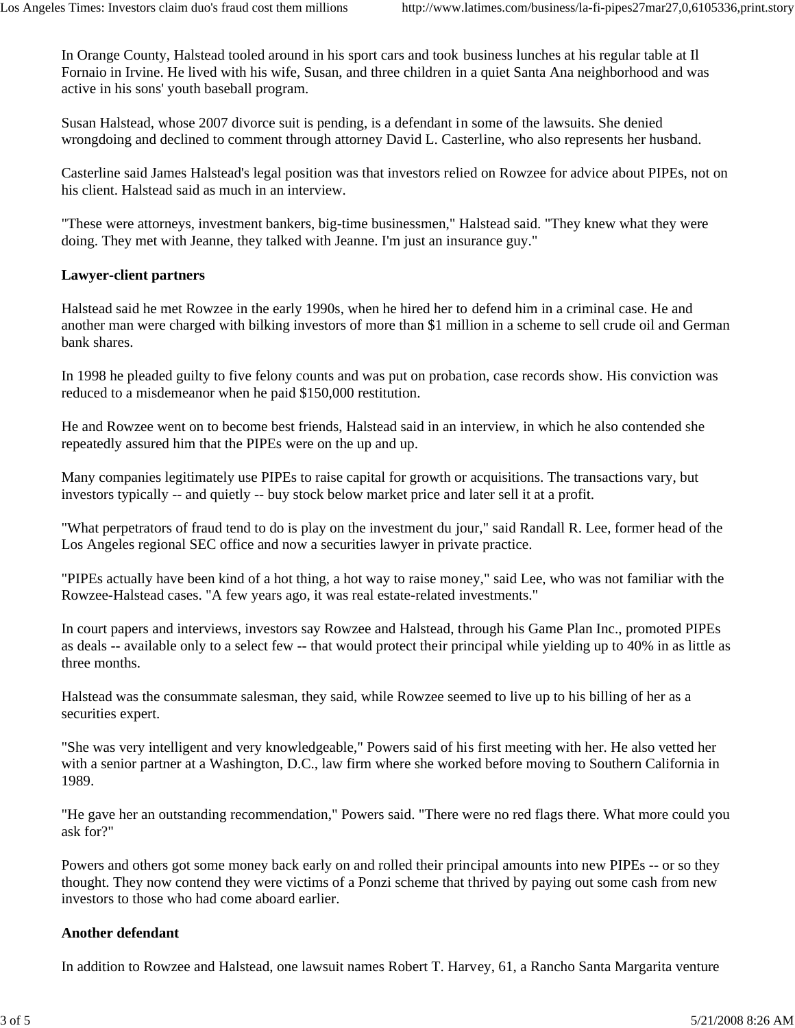In Orange County, Halstead tooled around in his sport cars and took business lunches at his regular table at Il Fornaio in Irvine. He lived with his wife, Susan, and three children in a quiet Santa Ana neighborhood and was active in his sons' youth baseball program.

Susan Halstead, whose 2007 divorce suit is pending, is a defendant in some of the lawsuits. She denied wrongdoing and declined to comment through attorney David L. Casterline, who also represents her husband.

Casterline said James Halstead's legal position was that investors relied on Rowzee for advice about PIPEs, not on his client. Halstead said as much in an interview.

"These were attorneys, investment bankers, big-time businessmen," Halstead said. "They knew what they were doing. They met with Jeanne, they talked with Jeanne. I'm just an insurance guy."

**Lawyer-client partners**

Halstead said he met Rowzee in the early 1990s, when he hired her to defend him in a criminal case. He and another man were charged with bilking investors of more than $1 million in a scheme to sell crude oil and German bank shares.

In 1998 he pleaded guilty to five felony counts and was put on probation, case records show. His conviction was reduced to a misdemeanor when he paid $150,000 restitution.

He and Rowzee went on to become best friends, Halstead said in an interview, in which he also contended she repeatedly assured him that the PIPEs were on the up and up.

Many companies legitimately use PIPEs to raise capital for growth or acquisitions. The transactions vary, but investors typically -- and quietly -- buy stock below market price and later sell it at a profit.

"What perpetrators of fraud tend to do is play on the investment du jour," said Randall R. Lee, former head of the Los Angeles regional SEC office and now a securities lawyer in private practice.

"PIPEs actually have been kind of a hot thing, a hot way to raise money," said Lee, who was not familiar with the Rowzee-Halstead cases. "A few years ago, it was real estate-related investments."

In court papers and interviews, investors say Rowzee and Halstead, through his Game Plan Inc., promoted PIPEs as deals -- available only to a select few -- that would protect their principal while yielding up to 40% in as little as three months.

Halstead was the consummate salesman, they said, while Rowzee seemed to live up to his billing of her as a securities expert.

"She was very intelligent and very knowledgeable," Powers said of his first meeting with her. He also vetted her with a senior partner at a Washington, D.C., law firm where she worked before moving to Southern California in 1989.

"He gave her an outstanding recommendation," Powers said. "There were no red flags there. What more could you ask for?"

Powers and others got some money back early on and rolled their principal amounts into new PIPEs -- or so they thought. They now contend they were victims of a Ponzi scheme that thrived by paying out some cash from new investors to those who had come aboard earlier.

**Another defendant**

In addition to Rowzee and Halstead, one lawsuit names Robert T. Harvey, 61, a Rancho Santa Margarita venture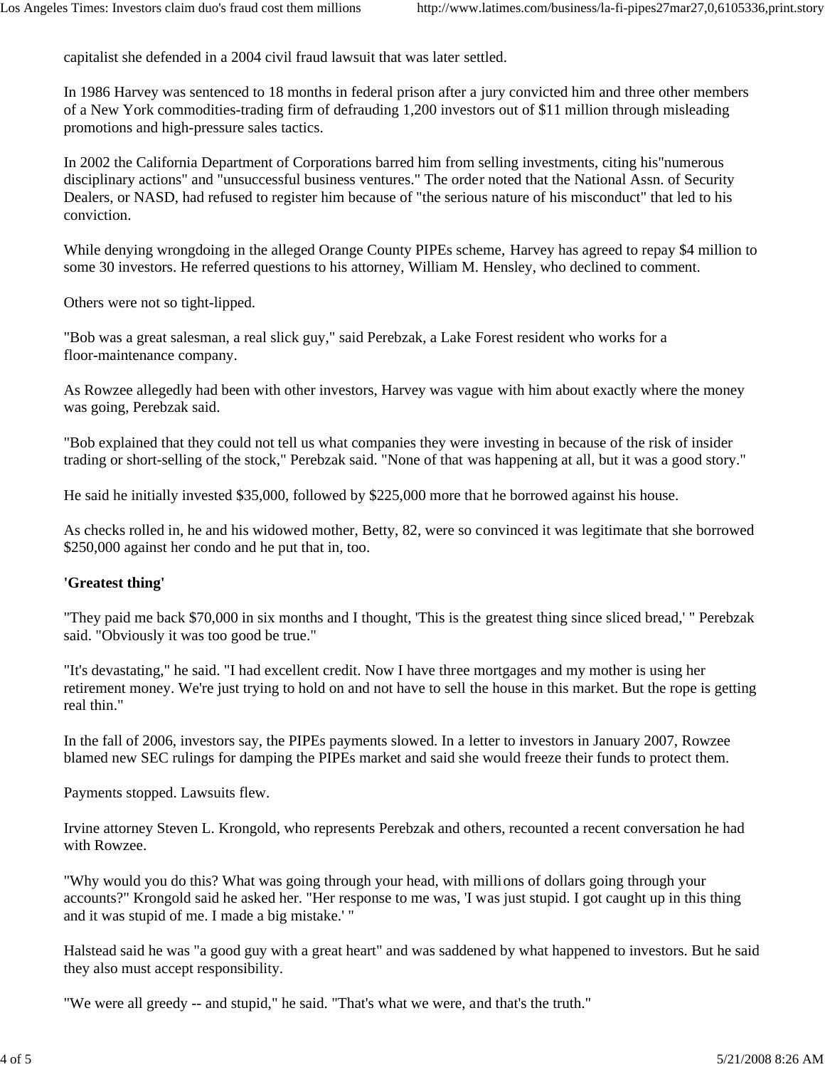capitalist she defended in a 2004 civil fraud lawsuit that was later settled.

In 1986 Harvey was sentenced to 18 months in federal prison after a jury convicted him and three other members of a New York commodities-trading firm of defrauding 1,200 investors out of $11 million through misleading promotions and high-pressure sales tactics.

In 2002 the California Department of Corporations barred him from selling investments, citing his"numerous disciplinary actions" and "unsuccessful business ventures." The order noted that the National Assn. of Security Dealers, or NASD, had refused to register him because of "the serious nature of his misconduct" that led to his conviction.

While denying wrongdoing in the alleged Orange County PIPEs scheme, Harvey has agreed to repay $4 million to some 30 investors. He referred questions to his attorney, William M. Hensley, who declined to comment.

Others were not so tight-lipped.

"Bob was a great salesman, a real slick guy," said Perebzak, a Lake Forest resident who works for a floor-maintenance company.

As Rowzee allegedly had been with other investors, Harvey was vague with him about exactly where the money was going, Perebzak said.

"Bob explained that they could not tell us what companies they were investing in because of the risk of insider trading or short-selling of the stock," Perebzak said. "None of that was happening at all, but it was a good story."

He said he initially invested $35,000, followed by $225,000 more that he borrowed against his house.

As checks rolled in, he and his widowed mother, Betty, 82, were so convinced it was legitimate that she borrowed $250,000 against her condo and he put that in, too.

**'Greatest thing'**

"They paid me back $70,000 in six months and I thought, 'This is the greatest thing since sliced bread,' " Perebzak said. "Obviously it was too good be true."

"It's devastating," he said. "I had excellent credit. Now I have three mortgages and my mother is using her retirement money. We're just trying to hold on and not have to sell the house in this market. But the rope is getting real thin."

In the fall of 2006, investors say, the PIPEs payments slowed. In a letter to investors in January 2007, Rowzee blamed new SEC rulings for damping the PIPEs market and said she would freeze their funds to protect them.

Payments stopped. Lawsuits flew.

Irvine attorney Steven L. Krongold, who represents Perebzak and others, recounted a recent conversation he had with Rowzee.

"Why would you do this? What was going through your head, with millions of dollars going through your accounts?" Krongold said he asked her. "Her response to me was, 'I was just stupid. I got caught up in this thing and it was stupid of me. I made a big mistake.' "

Halstead said he was "a good guy with a great heart" and was saddened by what happened to investors. But he said they also must accept responsibility.

"We were all greedy -- and stupid," he said. "That's what we were, and that's the truth."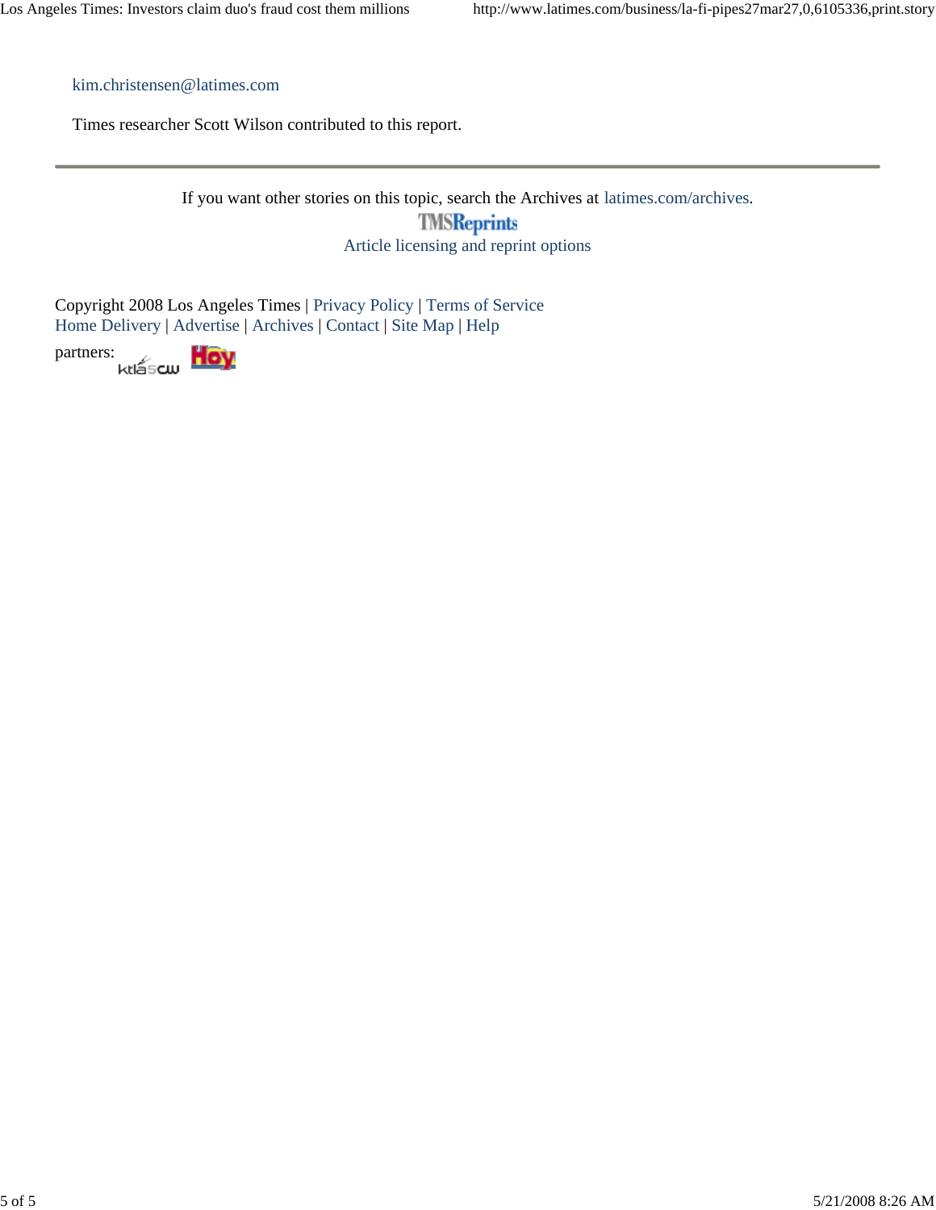kim.christensen@latimes.com

Times researcher Scott Wilson contributed to this report.

---

If you want other stories on this topic, search the Archives at latimes.com/archives.

TMSReprints

Article licensing and reprint options

Copyright 2008 Los Angeles Times | Privacy Policy | Terms of Service
Home Delivery | Advertise | Archives | Contact | Site Map | Help

partners: ktla5cw Hoy